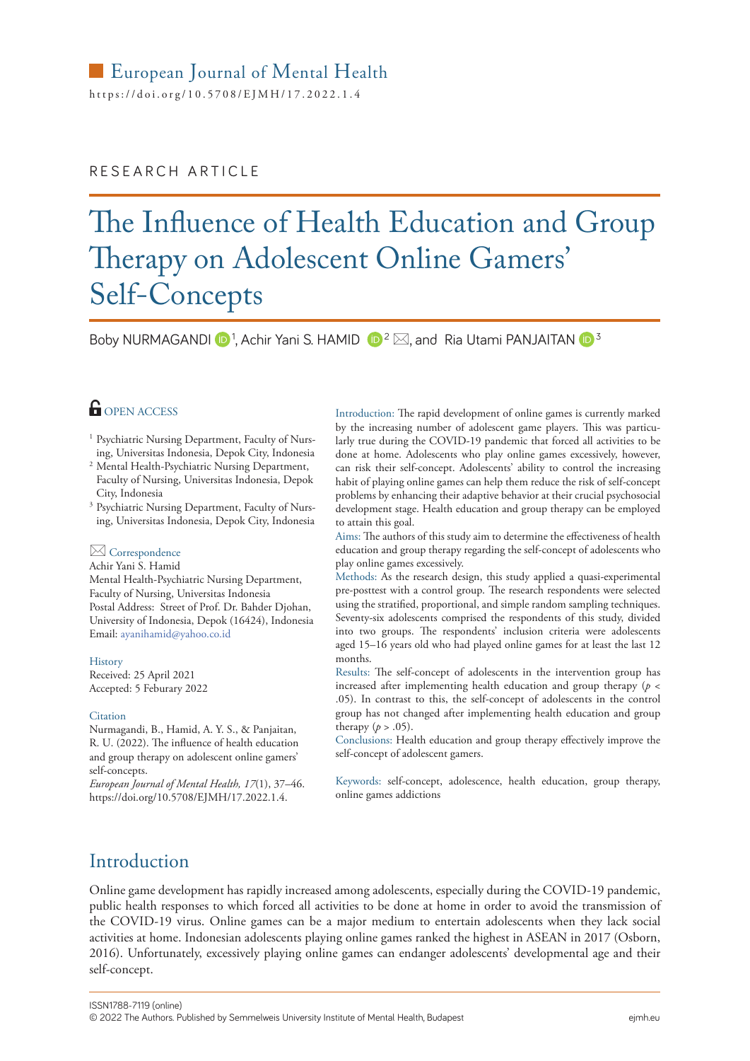European Journal of Mental Health

https://doi.org/10.5708/EJMH/17.2022.1.4

RESEARCH ARTICLE

# The Influence of Health Education and Group Therapy on Adolescent Online Gamers' Self-Concepts

Boby NURMAGANDI [1], Achir Yani S. HAMID [2], and Ria Utami PANJAITAN [3]

OPEN ACCESS

[1] Psychiatric Nursing Department, Faculty of Nursing, Universitas Indonesia, Depok City, Indonesia

[2] Mental Health-Psychiatric Nursing Department, Faculty of Nursing, Universitas Indonesia, Depok City, Indonesia

[3] Psychiatric Nursing Department, Faculty of Nursing, Universitas Indonesia, Depok City, Indonesia

Correspondence

Achir Yani S. Hamid
Mental Health-Psychiatric Nursing Department, Faculty of Nursing, Universitas Indonesia
Postal Address: Street of Prof. Dr. Bahder Djohan, University of Indonesia, Depok (16424), Indonesia
Email: ayanihamid@yahoo.co.id

History

Received: 25 April 2021
Accepted: 5 Feburary 2022

Citation

Nurmagandi, B., Hamid, A. Y. S., & Panjaitan, R. U. (2022). The influence of health education and group therapy on adolescent online gamers' self-concepts. *European Journal of Mental Health, 17*(1), 37–46. https://doi.org/10.5708/EJMH/17.2022.1.4.

Introduction: The rapid development of online games is currently marked by the increasing number of adolescent game players. This was particularly true during the COVID-19 pandemic that forced all activities to be done at home. Adolescents who play online games excessively, however, can risk their self-concept. Adolescents' ability to control the increasing habit of playing online games can help them reduce the risk of self-concept problems by enhancing their adaptive behavior at their crucial psychosocial development stage. Health education and group therapy can be employed to attain this goal.

Aims: The authors of this study aim to determine the effectiveness of health education and group therapy regarding the self-concept of adolescents who play online games excessively.

Methods: As the research design, this study applied a quasi-experimental pre-posttest with a control group. The research respondents were selected using the stratified, proportional, and simple random sampling techniques. Seventy-six adolescents comprised the respondents of this study, divided into two groups. The respondents' inclusion criteria were adolescents aged 15–16 years old who had played online games for at least the last 12 months.

Results: The self-concept of adolescents in the intervention group has increased after implementing health education and group therapy ($p < .05$). In contrast to this, the self-concept of adolescents in the control group has not changed after implementing health education and group therapy ($p > .05$).

Conclusions: Health education and group therapy effectively improve the self-concept of adolescent gamers.

Keywords: self-concept, adolescence, health education, group therapy, online games addictions

## Introduction

Online game development has rapidly increased among adolescents, especially during the COVID-19 pandemic, public health responses to which forced all activities to be done at home in order to avoid the transmission of the COVID-19 virus. Online games can be a major medium to entertain adolescents when they lack social activities at home. Indonesian adolescents playing online games ranked the highest in ASEAN in 2017 (Osborn, 2016). Unfortunately, excessively playing online games can endanger adolescents' developmental age and their self-concept.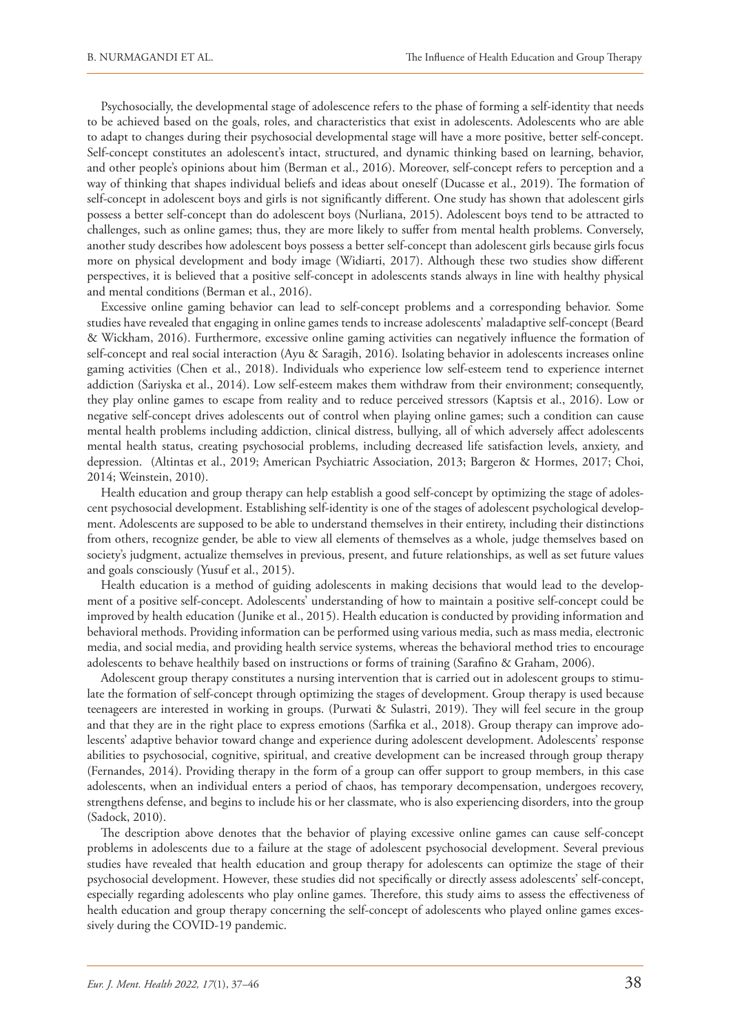Psychosocially, the developmental stage of adolescence refers to the phase of forming a self-identity that needs to be achieved based on the goals, roles, and characteristics that exist in adolescents. Adolescents who are able to adapt to changes during their psychosocial developmental stage will have a more positive, better self-concept. Self-concept constitutes an adolescent's intact, structured, and dynamic thinking based on learning, behavior, and other people's opinions about him (Berman et al., 2016). Moreover, self-concept refers to perception and a way of thinking that shapes individual beliefs and ideas about oneself (Ducasse et al., 2019). The formation of self-concept in adolescent boys and girls is not significantly different. One study has shown that adolescent girls possess a better self-concept than do adolescent boys (Nurliana, 2015). Adolescent boys tend to be attracted to challenges, such as online games; thus, they are more likely to suffer from mental health problems. Conversely, another study describes how adolescent boys possess a better self-concept than adolescent girls because girls focus more on physical development and body image (Widiarti, 2017). Although these two studies show different perspectives, it is believed that a positive self-concept in adolescents stands always in line with healthy physical and mental conditions (Berman et al., 2016).

Excessive online gaming behavior can lead to self-concept problems and a corresponding behavior. Some studies have revealed that engaging in online games tends to increase adolescents' maladaptive self-concept (Beard & Wickham, 2016). Furthermore, excessive online gaming activities can negatively influence the formation of self-concept and real social interaction (Ayu & Saragih, 2016). Isolating behavior in adolescents increases online gaming activities (Chen et al., 2018). Individuals who experience low self-esteem tend to experience internet addiction (Sariyska et al., 2014). Low self-esteem makes them withdraw from their environment; consequently, they play online games to escape from reality and to reduce perceived stressors (Kaptsis et al., 2016). Low or negative self-concept drives adolescents out of control when playing online games; such a condition can cause mental health problems including addiction, clinical distress, bullying, all of which adversely affect adolescents mental health status, creating psychosocial problems, including decreased life satisfaction levels, anxiety, and depression. (Altintas et al., 2019; American Psychiatric Association, 2013; Bargeron & Hormes, 2017; Choi, 2014; Weinstein, 2010).

Health education and group therapy can help establish a good self-concept by optimizing the stage of adolescent psychosocial development. Establishing self-identity is one of the stages of adolescent psychological development. Adolescents are supposed to be able to understand themselves in their entirety, including their distinctions from others, recognize gender, be able to view all elements of themselves as a whole, judge themselves based on society's judgment, actualize themselves in previous, present, and future relationships, as well as set future values and goals consciously (Yusuf et al., 2015).

Health education is a method of guiding adolescents in making decisions that would lead to the development of a positive self-concept. Adolescents' understanding of how to maintain a positive self-concept could be improved by health education (Junike et al., 2015). Health education is conducted by providing information and behavioral methods. Providing information can be performed using various media, such as mass media, electronic media, and social media, and providing health service systems, whereas the behavioral method tries to encourage adolescents to behave healthily based on instructions or forms of training (Sarafino & Graham, 2006).

Adolescent group therapy constitutes a nursing intervention that is carried out in adolescent groups to stimulate the formation of self-concept through optimizing the stages of development. Group therapy is used because teenageers are interested in working in groups. (Purwati & Sulastri, 2019). They will feel secure in the group and that they are in the right place to express emotions (Sarfika et al., 2018). Group therapy can improve adolescents' adaptive behavior toward change and experience during adolescent development. Adolescents' response abilities to psychosocial, cognitive, spiritual, and creative development can be increased through group therapy (Fernandes, 2014). Providing therapy in the form of a group can offer support to group members, in this case adolescents, when an individual enters a period of chaos, has temporary decompensation, undergoes recovery, strengthens defense, and begins to include his or her classmate, who is also experiencing disorders, into the group (Sadock, 2010).

The description above denotes that the behavior of playing excessive online games can cause self-concept problems in adolescents due to a failure at the stage of adolescent psychosocial development. Several previous studies have revealed that health education and group therapy for adolescents can optimize the stage of their psychosocial development. However, these studies did not specifically or directly assess adolescents' self-concept, especially regarding adolescents who play online games. Therefore, this study aims to assess the effectiveness of health education and group therapy concerning the self-concept of adolescents who played online games excessively during the COVID-19 pandemic.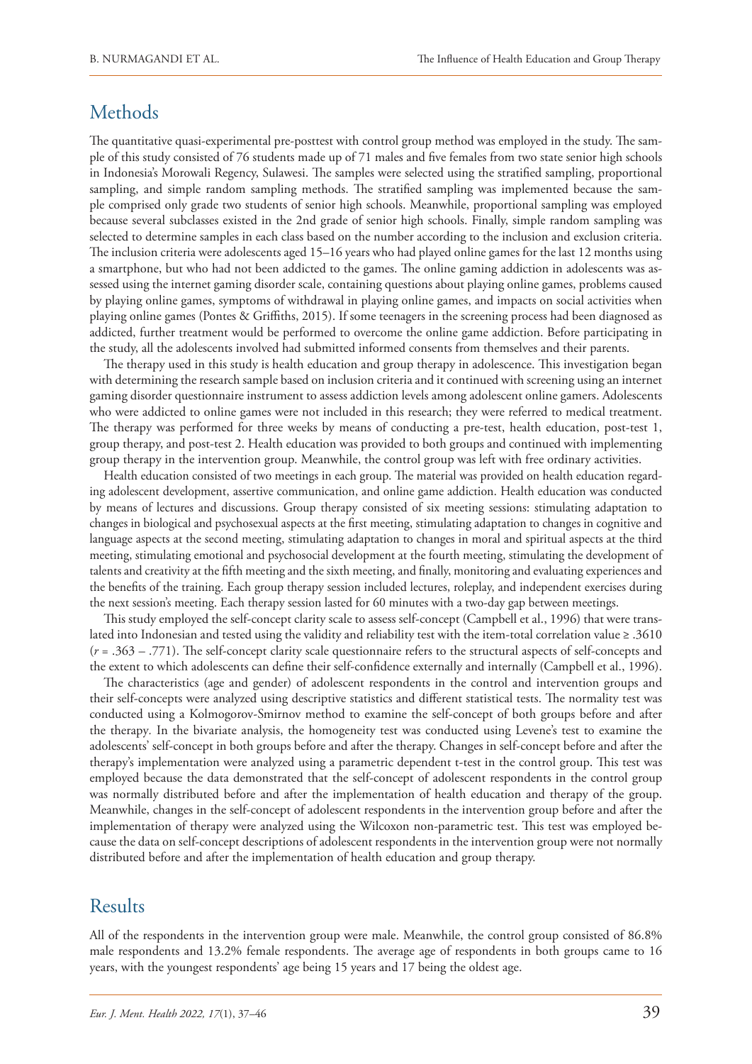## Methods

The quantitative quasi-experimental pre-posttest with control group method was employed in the study. The sample of this study consisted of 76 students made up of 71 males and five females from two state senior high schools in Indonesia's Morowali Regency, Sulawesi. The samples were selected using the stratified sampling, proportional sampling, and simple random sampling methods. The stratified sampling was implemented because the sample comprised only grade two students of senior high schools. Meanwhile, proportional sampling was employed because several subclasses existed in the 2nd grade of senior high schools. Finally, simple random sampling was selected to determine samples in each class based on the number according to the inclusion and exclusion criteria. The inclusion criteria were adolescents aged 15–16 years who had played online games for the last 12 months using a smartphone, but who had not been addicted to the games. The online gaming addiction in adolescents was assessed using the internet gaming disorder scale, containing questions about playing online games, problems caused by playing online games, symptoms of withdrawal in playing online games, and impacts on social activities when playing online games (Pontes & Griffiths, 2015). If some teenagers in the screening process had been diagnosed as addicted, further treatment would be performed to overcome the online game addiction. Before participating in the study, all the adolescents involved had submitted informed consents from themselves and their parents.

The therapy used in this study is health education and group therapy in adolescence. This investigation began with determining the research sample based on inclusion criteria and it continued with screening using an internet gaming disorder questionnaire instrument to assess addiction levels among adolescent online gamers. Adolescents who were addicted to online games were not included in this research; they were referred to medical treatment. The therapy was performed for three weeks by means of conducting a pre-test, health education, post-test 1, group therapy, and post-test 2. Health education was provided to both groups and continued with implementing group therapy in the intervention group. Meanwhile, the control group was left with free ordinary activities.

Health education consisted of two meetings in each group. The material was provided on health education regarding adolescent development, assertive communication, and online game addiction. Health education was conducted by means of lectures and discussions. Group therapy consisted of six meeting sessions: stimulating adaptation to changes in biological and psychosexual aspects at the first meeting, stimulating adaptation to changes in cognitive and language aspects at the second meeting, stimulating adaptation to changes in moral and spiritual aspects at the third meeting, stimulating emotional and psychosocial development at the fourth meeting, stimulating the development of talents and creativity at the fifth meeting and the sixth meeting, and finally, monitoring and evaluating experiences and the benefits of the training. Each group therapy session included lectures, roleplay, and independent exercises during the next session's meeting. Each therapy session lasted for 60 minutes with a two-day gap between meetings.

This study employed the self-concept clarity scale to assess self-concept (Campbell et al., 1996) that were translated into Indonesian and tested using the validity and reliability test with the item-total correlation value ≥ .3610 ($r$ = .363 – .771). The self-concept clarity scale questionnaire refers to the structural aspects of self-concepts and the extent to which adolescents can define their self-confidence externally and internally (Campbell et al., 1996).

The characteristics (age and gender) of adolescent respondents in the control and intervention groups and their self-concepts were analyzed using descriptive statistics and different statistical tests. The normality test was conducted using a Kolmogorov-Smirnov method to examine the self-concept of both groups before and after the therapy. In the bivariate analysis, the homogeneity test was conducted using Levene's test to examine the adolescents' self-concept in both groups before and after the therapy. Changes in self-concept before and after the therapy's implementation were analyzed using a parametric dependent t-test in the control group. This test was employed because the data demonstrated that the self-concept of adolescent respondents in the control group was normally distributed before and after the implementation of health education and therapy of the group. Meanwhile, changes in the self-concept of adolescent respondents in the intervention group before and after the implementation of therapy were analyzed using the Wilcoxon non-parametric test. This test was employed because the data on self-concept descriptions of adolescent respondents in the intervention group were not normally distributed before and after the implementation of health education and group therapy.

## Results

All of the respondents in the intervention group were male. Meanwhile, the control group consisted of 86.8% male respondents and 13.2% female respondents. The average age of respondents in both groups came to 16 years, with the youngest respondents' age being 15 years and 17 being the oldest age.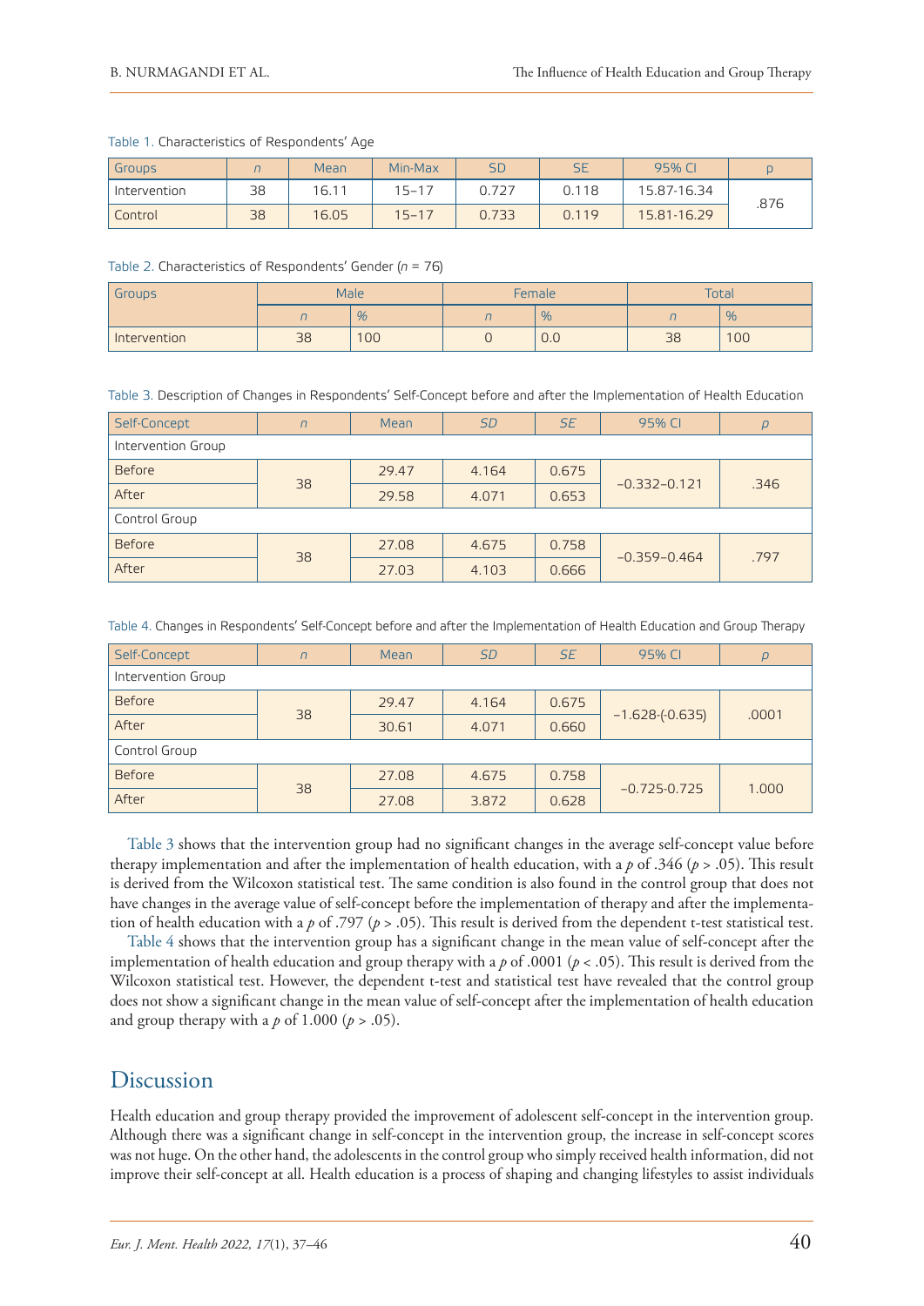Table 1. Characteristics of Respondents' Age

| Groups | *n* | Mean | Min-Max | SD | SE | 95% CI | p |
|---|---|---|---|---|---|---|---|
| Intervention | 38 | 16.11 | 15–17 | 0.727 | 0.118 | 15.87-16.34 | .876 |
| Control | 38 | 16.05 | 15–17 | 0.733 | 0.119 | 15.81-16.29 | |

Table 2. Characteristics of Respondents' Gender (*n* = 76)

| Groups | Male | | Female | | Total | |
|---|---|---|---|---|---|---|
| | *n* | % | *n* | % | *n* | % |
| Intervention | 38 | 100 | 0 | 0.0 | 38 | 100 |

Table 3. Description of Changes in Respondents' Self-Concept before and after the Implementation of Health Education

| Self-Concept | *n* | Mean | *SD* | *SE* | 95% CI | *p* |
|---|---|---|---|---|---|---|
| Intervention Group | | | | | | |
| Before | 38 | 29.47 | 4.164 | 0.675 | −0.332–0.121 | .346 |
| After | | 29.58 | 4.071 | 0.653 | | |
| Control Group | | | | | | |
| Before | 38 | 27.08 | 4.675 | 0.758 | −0.359–0.464 | .797 |
| After | | 27.03 | 4.103 | 0.666 | | |

Table 4. Changes in Respondents' Self-Concept before and after the Implementation of Health Education and Group Therapy

| Self-Concept | *n* | Mean | *SD* | *SE* | 95% CI | *p* |
|---|---|---|---|---|---|---|
| Intervention Group | | | | | | |
| Before | 38 | 29.47 | 4.164 | 0.675 | −1.628-(-0.635) | .0001 |
| After | | 30.61 | 4.071 | 0.660 | | |
| Control Group | | | | | | |
| Before | 38 | 27.08 | 4.675 | 0.758 | −0.725-0.725 | 1.000 |
| After | | 27.08 | 3.872 | 0.628 | | |

Table 3 shows that the intervention group had no significant changes in the average self-concept value before therapy implementation and after the implementation of health education, with a *p* of .346 ($p > .05$). This result is derived from the Wilcoxon statistical test. The same condition is also found in the control group that does not have changes in the average value of self-concept before the implementation of therapy and after the implementation of health education with a *p* of .797 ($p > .05$). This result is derived from the dependent t-test statistical test.

Table 4 shows that the intervention group has a significant change in the mean value of self-concept after the implementation of health education and group therapy with a *p* of .0001 ($p < .05$). This result is derived from the Wilcoxon statistical test. However, the dependent t-test and statistical test have revealed that the control group does not show a significant change in the mean value of self-concept after the implementation of health education and group therapy with a *p* of 1.000 ($p > .05$).

## Discussion

Health education and group therapy provided the improvement of adolescent self-concept in the intervention group. Although there was a significant change in self-concept in the intervention group, the increase in self-concept scores was not huge. On the other hand, the adolescents in the control group who simply received health information, did not improve their self-concept at all. Health education is a process of shaping and changing lifestyles to assist individuals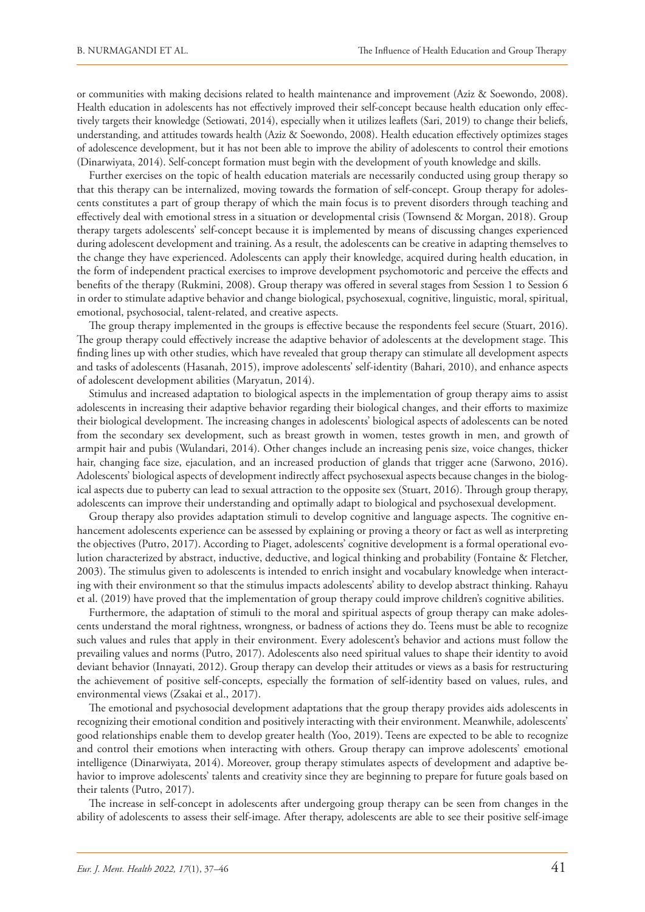or communities with making decisions related to health maintenance and improvement (Aziz & Soewondo, 2008). Health education in adolescents has not effectively improved their self-concept because health education only effectively targets their knowledge (Setiowati, 2014), especially when it utilizes leaflets (Sari, 2019) to change their beliefs, understanding, and attitudes towards health (Aziz & Soewondo, 2008). Health education effectively optimizes stages of adolescence development, but it has not been able to improve the ability of adolescents to control their emotions (Dinarwiyata, 2014). Self-concept formation must begin with the development of youth knowledge and skills.

Further exercises on the topic of health education materials are necessarily conducted using group therapy so that this therapy can be internalized, moving towards the formation of self-concept. Group therapy for adolescents constitutes a part of group therapy of which the main focus is to prevent disorders through teaching and effectively deal with emotional stress in a situation or developmental crisis (Townsend & Morgan, 2018). Group therapy targets adolescents' self-concept because it is implemented by means of discussing changes experienced during adolescent development and training. As a result, the adolescents can be creative in adapting themselves to the change they have experienced. Adolescents can apply their knowledge, acquired during health education, in the form of independent practical exercises to improve development psychomotoric and perceive the effects and benefits of the therapy (Rukmini, 2008). Group therapy was offered in several stages from Session 1 to Session 6 in order to stimulate adaptive behavior and change biological, psychosexual, cognitive, linguistic, moral, spiritual, emotional, psychosocial, talent-related, and creative aspects.

The group therapy implemented in the groups is effective because the respondents feel secure (Stuart, 2016). The group therapy could effectively increase the adaptive behavior of adolescents at the development stage. This finding lines up with other studies, which have revealed that group therapy can stimulate all development aspects and tasks of adolescents (Hasanah, 2015), improve adolescents' self-identity (Bahari, 2010), and enhance aspects of adolescent development abilities (Maryatun, 2014).

Stimulus and increased adaptation to biological aspects in the implementation of group therapy aims to assist adolescents in increasing their adaptive behavior regarding their biological changes, and their efforts to maximize their biological development. The increasing changes in adolescents' biological aspects of adolescents can be noted from the secondary sex development, such as breast growth in women, testes growth in men, and growth of armpit hair and pubis (Wulandari, 2014). Other changes include an increasing penis size, voice changes, thicker hair, changing face size, ejaculation, and an increased production of glands that trigger acne (Sarwono, 2016). Adolescents' biological aspects of development indirectly affect psychosexual aspects because changes in the biological aspects due to puberty can lead to sexual attraction to the opposite sex (Stuart, 2016). Through group therapy, adolescents can improve their understanding and optimally adapt to biological and psychosexual development.

Group therapy also provides adaptation stimuli to develop cognitive and language aspects. The cognitive enhancement adolescents experience can be assessed by explaining or proving a theory or fact as well as interpreting the objectives (Putro, 2017). According to Piaget, adolescents' cognitive development is a formal operational evolution characterized by abstract, inductive, deductive, and logical thinking and probability (Fontaine & Fletcher, 2003). The stimulus given to adolescents is intended to enrich insight and vocabulary knowledge when interacting with their environment so that the stimulus impacts adolescents' ability to develop abstract thinking. Rahayu et al. (2019) have proved that the implementation of group therapy could improve children's cognitive abilities.

Furthermore, the adaptation of stimuli to the moral and spiritual aspects of group therapy can make adolescents understand the moral rightness, wrongness, or badness of actions they do. Teens must be able to recognize such values and rules that apply in their environment. Every adolescent's behavior and actions must follow the prevailing values and norms (Putro, 2017). Adolescents also need spiritual values to shape their identity to avoid deviant behavior (Innayati, 2012). Group therapy can develop their attitudes or views as a basis for restructuring the achievement of positive self-concepts, especially the formation of self-identity based on values, rules, and environmental views (Zsakai et al., 2017).

The emotional and psychosocial development adaptations that the group therapy provides aids adolescents in recognizing their emotional condition and positively interacting with their environment. Meanwhile, adolescents' good relationships enable them to develop greater health (Yoo, 2019). Teens are expected to be able to recognize and control their emotions when interacting with others. Group therapy can improve adolescents' emotional intelligence (Dinarwiyata, 2014). Moreover, group therapy stimulates aspects of development and adaptive behavior to improve adolescents' talents and creativity since they are beginning to prepare for future goals based on their talents (Putro, 2017).

The increase in self-concept in adolescents after undergoing group therapy can be seen from changes in the ability of adolescents to assess their self-image. After therapy, adolescents are able to see their positive self-image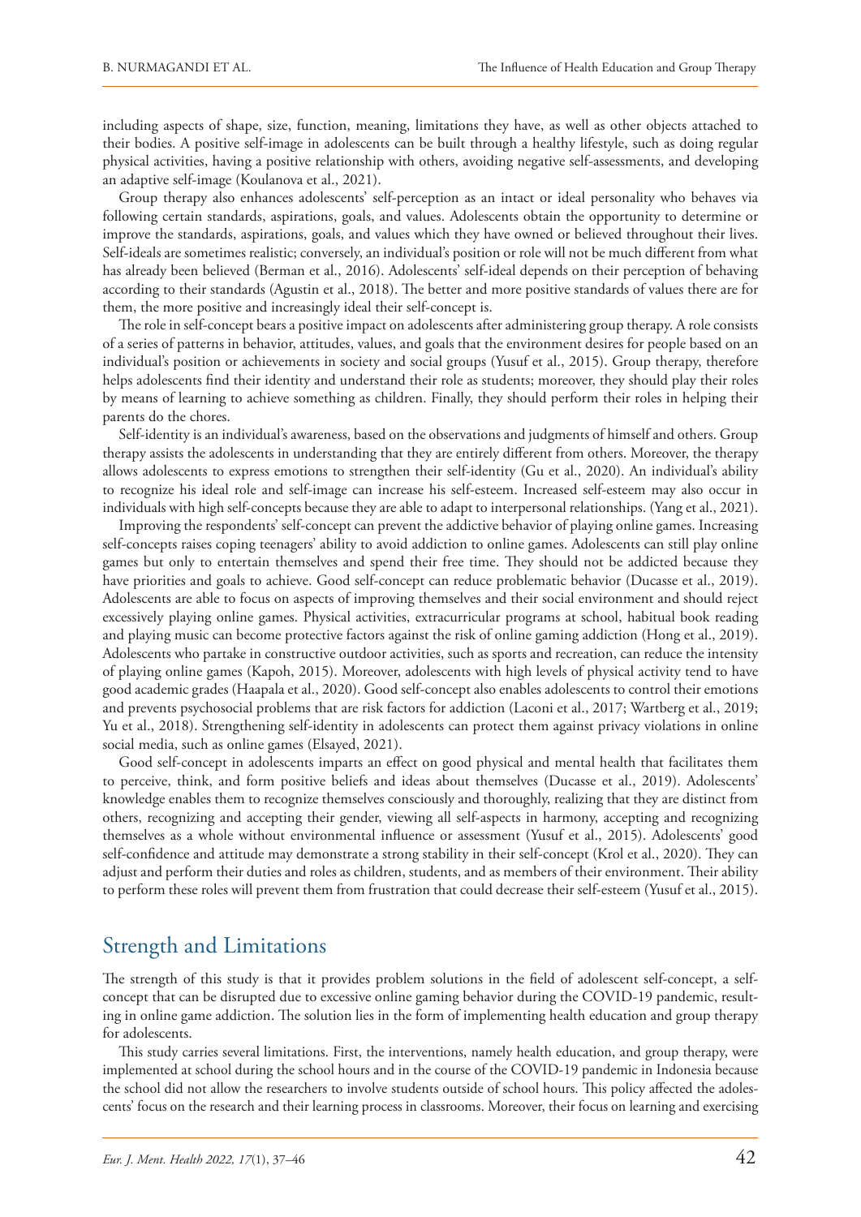including aspects of shape, size, function, meaning, limitations they have, as well as other objects attached to their bodies. A positive self-image in adolescents can be built through a healthy lifestyle, such as doing regular physical activities, having a positive relationship with others, avoiding negative self-assessments, and developing an adaptive self-image (Koulanova et al., 2021).

Group therapy also enhances adolescents' self-perception as an intact or ideal personality who behaves via following certain standards, aspirations, goals, and values. Adolescents obtain the opportunity to determine or improve the standards, aspirations, goals, and values which they have owned or believed throughout their lives. Self-ideals are sometimes realistic; conversely, an individual's position or role will not be much different from what has already been believed (Berman et al., 2016). Adolescents' self-ideal depends on their perception of behaving according to their standards (Agustin et al., 2018). The better and more positive standards of values there are for them, the more positive and increasingly ideal their self-concept is.

The role in self-concept bears a positive impact on adolescents after administering group therapy. A role consists of a series of patterns in behavior, attitudes, values, and goals that the environment desires for people based on an individual's position or achievements in society and social groups (Yusuf et al., 2015). Group therapy, therefore helps adolescents find their identity and understand their role as students; moreover, they should play their roles by means of learning to achieve something as children. Finally, they should perform their roles in helping their parents do the chores.

Self-identity is an individual's awareness, based on the observations and judgments of himself and others. Group therapy assists the adolescents in understanding that they are entirely different from others. Moreover, the therapy allows adolescents to express emotions to strengthen their self-identity (Gu et al., 2020). An individual's ability to recognize his ideal role and self-image can increase his self-esteem. Increased self-esteem may also occur in individuals with high self-concepts because they are able to adapt to interpersonal relationships. (Yang et al., 2021).

Improving the respondents' self-concept can prevent the addictive behavior of playing online games. Increasing self-concepts raises coping teenagers' ability to avoid addiction to online games. Adolescents can still play online games but only to entertain themselves and spend their free time. They should not be addicted because they have priorities and goals to achieve. Good self-concept can reduce problematic behavior (Ducasse et al., 2019). Adolescents are able to focus on aspects of improving themselves and their social environment and should reject excessively playing online games. Physical activities, extracurricular programs at school, habitual book reading and playing music can become protective factors against the risk of online gaming addiction (Hong et al., 2019). Adolescents who partake in constructive outdoor activities, such as sports and recreation, can reduce the intensity of playing online games (Kapoh, 2015). Moreover, adolescents with high levels of physical activity tend to have good academic grades (Haapala et al., 2020). Good self-concept also enables adolescents to control their emotions and prevents psychosocial problems that are risk factors for addiction (Laconi et al., 2017; Wartberg et al., 2019; Yu et al., 2018). Strengthening self-identity in adolescents can protect them against privacy violations in online social media, such as online games (Elsayed, 2021).

Good self-concept in adolescents imparts an effect on good physical and mental health that facilitates them to perceive, think, and form positive beliefs and ideas about themselves (Ducasse et al., 2019). Adolescents' knowledge enables them to recognize themselves consciously and thoroughly, realizing that they are distinct from others, recognizing and accepting their gender, viewing all self-aspects in harmony, accepting and recognizing themselves as a whole without environmental influence or assessment (Yusuf et al., 2015). Adolescents' good self-confidence and attitude may demonstrate a strong stability in their self-concept (Krol et al., 2020). They can adjust and perform their duties and roles as children, students, and as members of their environment. Their ability to perform these roles will prevent them from frustration that could decrease their self-esteem (Yusuf et al., 2015).

## Strength and Limitations

The strength of this study is that it provides problem solutions in the field of adolescent self-concept, a self-concept that can be disrupted due to excessive online gaming behavior during the COVID-19 pandemic, resulting in online game addiction. The solution lies in the form of implementing health education and group therapy for adolescents.

This study carries several limitations. First, the interventions, namely health education, and group therapy, were implemented at school during the school hours and in the course of the COVID-19 pandemic in Indonesia because the school did not allow the researchers to involve students outside of school hours. This policy affected the adolescents' focus on the research and their learning process in classrooms. Moreover, their focus on learning and exercising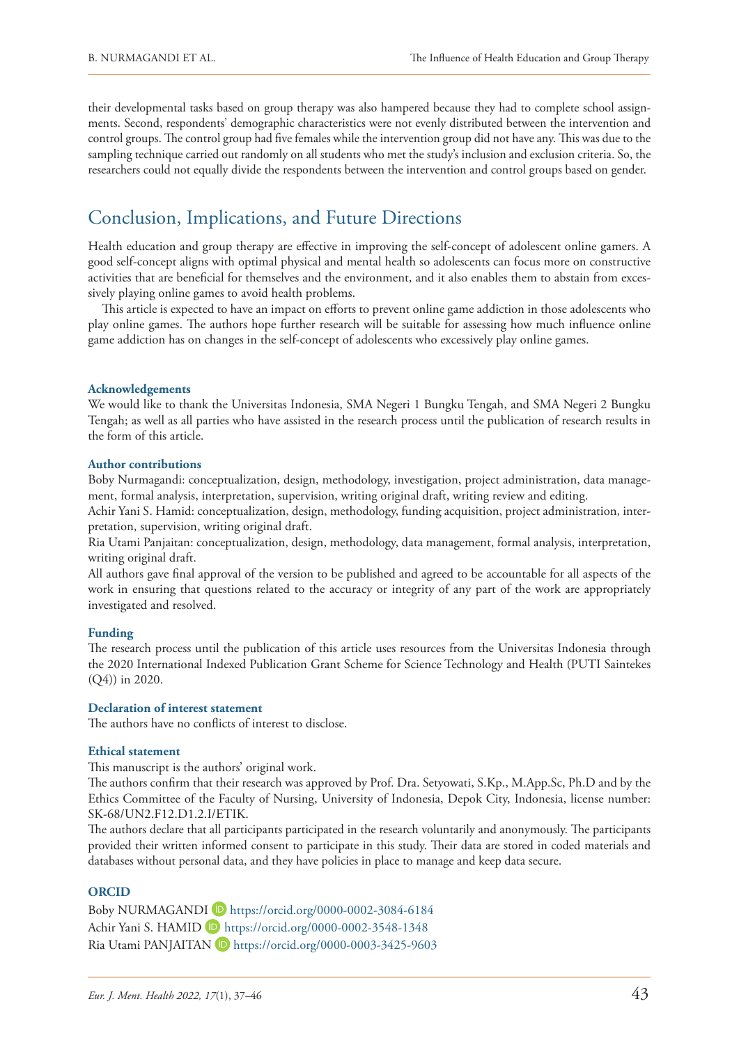their developmental tasks based on group therapy was also hampered because they had to complete school assignments. Second, respondents' demographic characteristics were not evenly distributed between the intervention and control groups. The control group had five females while the intervention group did not have any. This was due to the sampling technique carried out randomly on all students who met the study's inclusion and exclusion criteria. So, the researchers could not equally divide the respondents between the intervention and control groups based on gender.

## Conclusion, Implications, and Future Directions

Health education and group therapy are effective in improving the self-concept of adolescent online gamers. A good self-concept aligns with optimal physical and mental health so adolescents can focus more on constructive activities that are beneficial for themselves and the environment, and it also enables them to abstain from excessively playing online games to avoid health problems.

This article is expected to have an impact on efforts to prevent online game addiction in those adolescents who play online games. The authors hope further research will be suitable for assessing how much influence online game addiction has on changes in the self-concept of adolescents who excessively play online games.

**Acknowledgements**

We would like to thank the Universitas Indonesia, SMA Negeri 1 Bungku Tengah, and SMA Negeri 2 Bungku Tengah; as well as all parties who have assisted in the research process until the publication of research results in the form of this article.

**Author contributions**

Boby Nurmagandi: conceptualization, design, methodology, investigation, project administration, data management, formal analysis, interpretation, supervision, writing original draft, writing review and editing.

Achir Yani S. Hamid: conceptualization, design, methodology, funding acquisition, project administration, interpretation, supervision, writing original draft.

Ria Utami Panjaitan: conceptualization, design, methodology, data management, formal analysis, interpretation, writing original draft.

All authors gave final approval of the version to be published and agreed to be accountable for all aspects of the work in ensuring that questions related to the accuracy or integrity of any part of the work are appropriately investigated and resolved.

**Funding**

The research process until the publication of this article uses resources from the Universitas Indonesia through the 2020 International Indexed Publication Grant Scheme for Science Technology and Health (PUTI Saintekes (Q4)) in 2020.

**Declaration of interest statement**

The authors have no conflicts of interest to disclose.

**Ethical statement**

This manuscript is the authors' original work.

The authors confirm that their research was approved by Prof. Dra. Setyowati, S.Kp., M.App.Sc, Ph.D and by the Ethics Committee of the Faculty of Nursing, University of Indonesia, Depok City, Indonesia, license number: SK-68/UN2.F12.D1.2.I/ETIK.

The authors declare that all participants participated in the research voluntarily and anonymously. The participants provided their written informed consent to participate in this study. Their data are stored in coded materials and databases without personal data, and they have policies in place to manage and keep data secure.

**ORCID**

Boby NURMAGANDI https://orcid.org/0000-0002-3084-6184
Achir Yani S. HAMID https://orcid.org/0000-0002-3548-1348
Ria Utami PANJAITAN https://orcid.org/0000-0003-3425-9603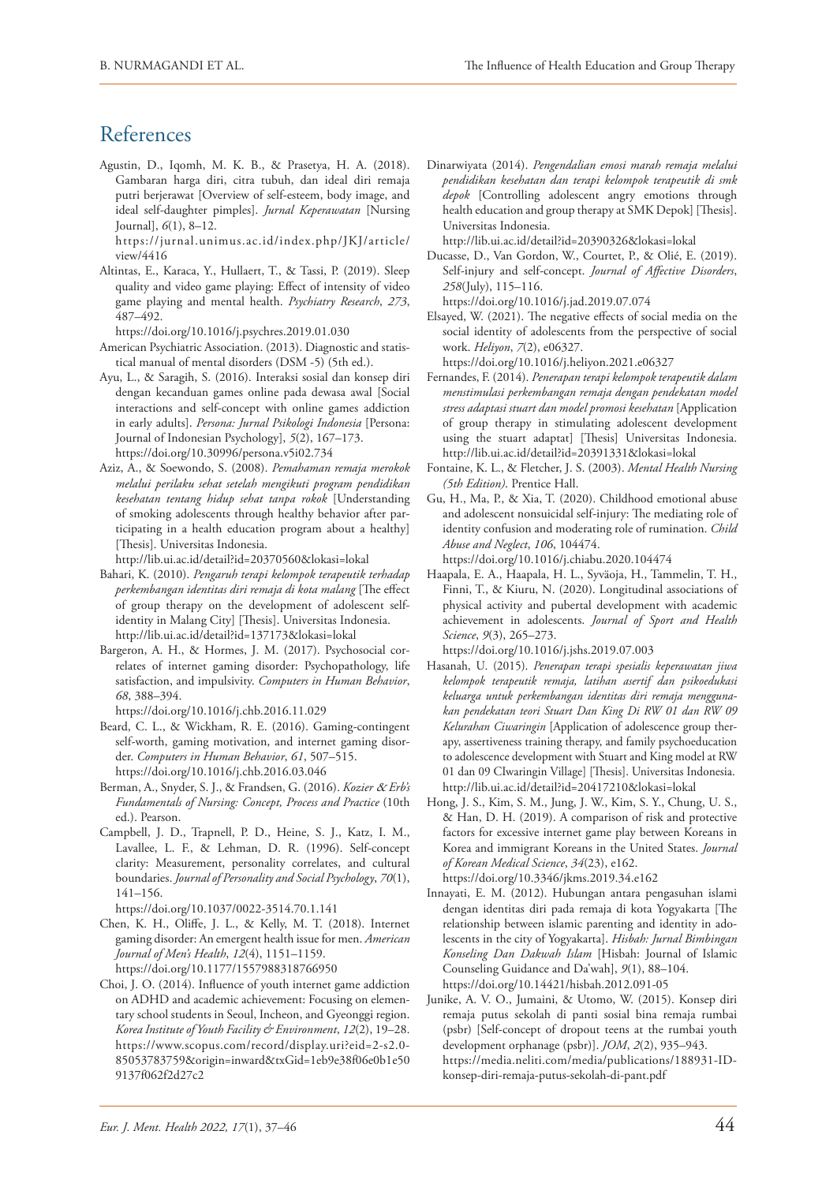## References

Agustin, D., Iqomh, M. K. B., & Prasetya, H. A. (2018). Gambaran harga diri, citra tubuh, dan ideal diri remaja putri berjerawat [Overview of self-esteem, body image, and ideal self-daughter pimples]. *Jurnal Keperawatan* [Nursing Journal], *6*(1), 8–12. https://jurnal.unimus.ac.id/index.php/JKJ/article/view/4416

Altintas, E., Karaca, Y., Hullaert, T., & Tassi, P. (2019). Sleep quality and video game playing: Effect of intensity of video game playing and mental health. *Psychiatry Research*, *273*, 487–492. https://doi.org/10.1016/j.psychres.2019.01.030

American Psychiatric Association. (2013). Diagnostic and statistical manual of mental disorders (DSM -5) (5th ed.).

Ayu, L., & Saragih, S. (2016). Interaksi sosial dan konsep diri dengan kecanduan games online pada dewasa awal [Social interactions and self-concept with online games addiction in early adults]. *Persona: Jurnal Psikologi Indonesia* [Persona: Journal of Indonesian Psychology], *5*(2), 167–173. https://doi.org/10.30996/persona.v5i02.734

Aziz, A., & Soewondo, S. (2008). *Pemahaman remaja merokok melalui perilaku sehat setelah mengikuti program pendidikan kesehatan tentang hidup sehat tanpa rokok* [Understanding of smoking adolescents through healthy behavior after participating in a health education program about a healthy] [Thesis]. Universitas Indonesia. http://lib.ui.ac.id/detail?id=20370560&lokasi=lokal

Bahari, K. (2010). *Pengaruh terapi kelompok terapeutik terhadap perkembangan identitas diri remaja di kota malang* [The effect of group therapy on the development of adolescent self-identity in Malang City] [Thesis]. Universitas Indonesia. http://lib.ui.ac.id/detail?id=137173&lokasi=lokal

Bargeron, A. H., & Hormes, J. M. (2017). Psychosocial correlates of internet gaming disorder: Psychopathology, life satisfaction, and impulsivity. *Computers in Human Behavior*, *68*, 388–394. https://doi.org/10.1016/j.chb.2016.11.029

Beard, C. L., & Wickham, R. E. (2016). Gaming-contingent self-worth, gaming motivation, and internet gaming disorder. *Computers in Human Behavior*, *61*, 507–515. https://doi.org/10.1016/j.chb.2016.03.046

Berman, A., Snyder, S. J., & Frandsen, G. (2016). *Kozier & Erb's Fundamentals of Nursing: Concept, Process and Practice* (10th ed.). Pearson.

Campbell, J. D., Trapnell, P. D., Heine, S. J., Katz, I. M., Lavallee, L. F., & Lehman, D. R. (1996). Self-concept clarity: Measurement, personality correlates, and cultural boundaries. *Journal of Personality and Social Psychology*, *70*(1), 141–156. https://doi.org/10.1037/0022-3514.70.1.141

Chen, K. H., Oliffe, J. L., & Kelly, M. T. (2018). Internet gaming disorder: An emergent health issue for men. *American Journal of Men's Health*, *12*(4), 1151–1159. https://doi.org/10.1177/1557988318766950

Choi, J. O. (2014). Influence of youth internet game addiction on ADHD and academic achievement: Focusing on elementary school students in Seoul, Incheon, and Gyeonggi region. *Korea Institute of Youth Facility & Environment*, *12*(2), 19–28. https://www.scopus.com/record/display.uri?eid=2-s2.0-85053783759&origin=inward&txGid=1eb9e38f06e0b1e509137f062f2d27c2

Dinarwiyata (2014). *Pengendalian emosi marah remaja melalui pendidikan kesehatan dan terapi kelompok terapeutik di smk depok* [Controlling adolescent angry emotions through health education and group therapy at SMK Depok] [Thesis]. Universitas Indonesia. http://lib.ui.ac.id/detail?id=20390326&lokasi=lokal

Ducasse, D., Van Gordon, W., Courtet, P., & Olié, E. (2019). Self-injury and self-concept. *Journal of Affective Disorders*, *258*(July), 115–116. https://doi.org/10.1016/j.jad.2019.07.074

Elsayed, W. (2021). The negative effects of social media on the social identity of adolescents from the perspective of social work. *Heliyon*, *7*(2), e06327. https://doi.org/10.1016/j.heliyon.2021.e06327

Fernandes, F. (2014). *Penerapan terapi kelompok terapeutik dalam menstimulasi perkembangan remaja dengan pendekatan model stress adaptasi stuart dan model promosi kesehatan* [Application of group therapy in stimulating adolescent development using the stuart adaptat] [Thesis] Universitas Indonesia. http://lib.ui.ac.id/detail?id=20391331&lokasi=lokal

Fontaine, K. L., & Fletcher, J. S. (2003). *Mental Health Nursing (5th Edition)*. Prentice Hall.

Gu, H., Ma, P., & Xia, T. (2020). Childhood emotional abuse and adolescent nonsuicidal self-injury: The mediating role of identity confusion and moderating role of rumination. *Child Abuse and Neglect*, *106*, 104474. https://doi.org/10.1016/j.chiabu.2020.104474

Haapala, E. A., Haapala, H. L., Syväoja, H., Tammelin, T. H., Finni, T., & Kiuru, N. (2020). Longitudinal associations of physical activity and pubertal development with academic achievement in adolescents. *Journal of Sport and Health Science*, *9*(3), 265–273. https://doi.org/10.1016/j.jshs.2019.07.003

Hasanah, U. (2015). *Penerapan terapi spesialis keperawatan jiwa kelompok terapeutik remaja, latihan asertif dan psikoedukasi keluarga untuk perkembangan identitas diri remaja menggunakan pendekatan teori Stuart Dan King Di RW 01 dan RW 09 Kelurahan Ciwaringin* [Application of adolescence group therapy, assertiveness training therapy, and family psychoeducation to adolescence development with Stuart and King model at RW 01 dan 09 CIwaringin Village] [Thesis]. Universitas Indonesia. http://lib.ui.ac.id/detail?id=20417210&lokasi=lokal

Hong, J. S., Kim, S. M., Jung, J. W., Kim, S. Y., Chung, U. S., & Han, D. H. (2019). A comparison of risk and protective factors for excessive internet game play between Koreans in Korea and immigrant Koreans in the United States. *Journal of Korean Medical Science*, *34*(23), e162. https://doi.org/10.3346/jkms.2019.34.e162

Innayati, E. M. (2012). Hubungan antara pengasuhan islami dengan identitas diri pada remaja di kota Yogyakarta [The relationship between islamic parenting and identity in adolescents in the city of Yogyakarta]. *Hisbah: Jurnal Bimbingan Konseling Dan Dakwah Islam* [Hisbah: Journal of Islamic Counseling Guidance and Da'wah], *9*(1), 88–104. https://doi.org/10.14421/hisbah.2012.091-05

Junike, A. V. O., Jumaini, & Utomo, W. (2015). Konsep diri remaja putus sekolah di panti sosial bina remaja rumbai (psbr) [Self-concept of dropout teens at the rumbai youth development orphanage (psbr)]. *JOM*, *2*(2), 935–943. https://media.neliti.com/media/publications/188931-ID-konsep-diri-remaja-putus-sekolah-di-pant.pdf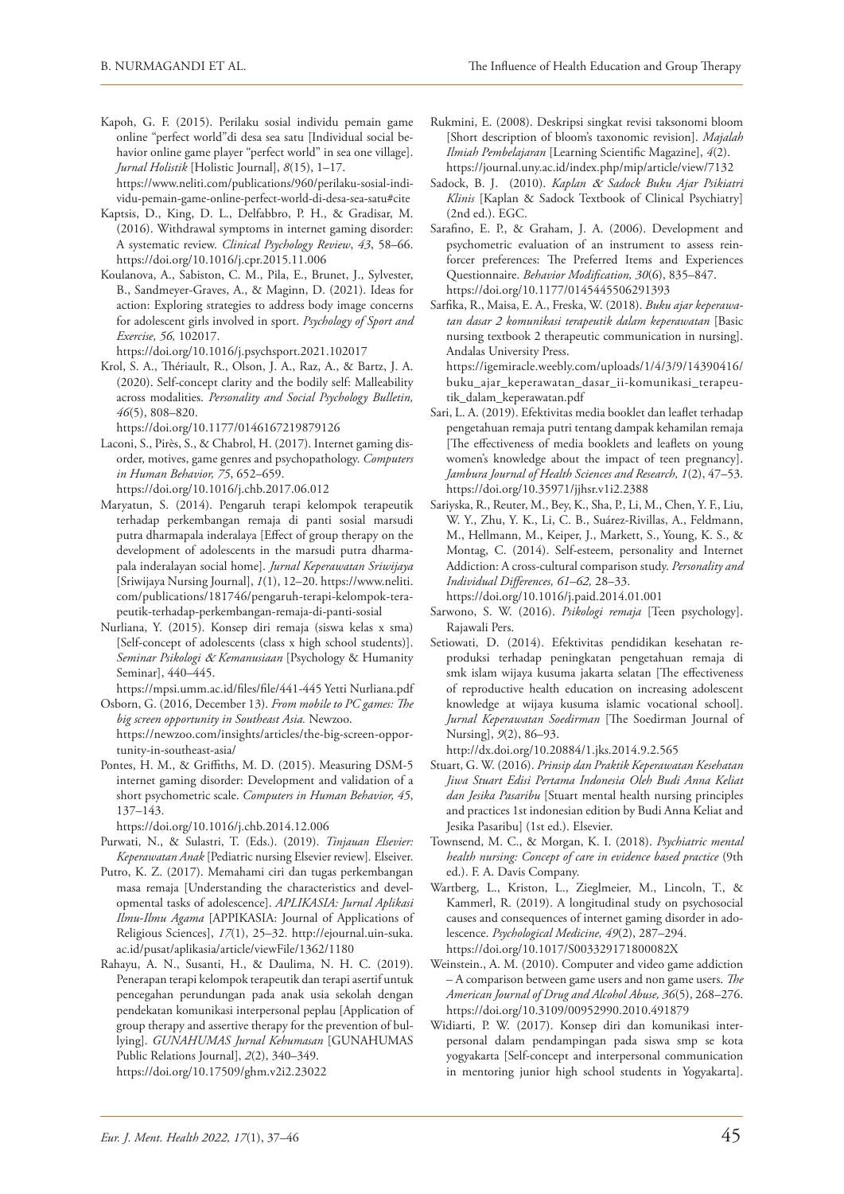Kapoh, G. F. (2015). Perilaku sosial individu pemain game online "perfect world"di desa sea satu [Individual social behavior online game player "perfect world" in sea one village]. *Jurnal Holistik* [Holistic Journal], *8*(15), 1–17. https://www.neliti.com/publications/960/perilaku-sosial-individu-pemain-game-online-perfect-world-di-desa-sea-satu#cite

Kaptsis, D., King, D. L., Delfabbro, P. H., & Gradisar, M. (2016). Withdrawal symptoms in internet gaming disorder: A systematic review. *Clinical Psychology Review*, *43*, 58–66. https://doi.org/10.1016/j.cpr.2015.11.006

Koulanova, A., Sabiston, C. M., Pila, E., Brunet, J., Sylvester, B., Sandmeyer-Graves, A., & Maginn, D. (2021). Ideas for action: Exploring strategies to address body image concerns for adolescent girls involved in sport. *Psychology of Sport and Exercise, 56,* 102017. https://doi.org/10.1016/j.psychsport.2021.102017

Krol, S. A., Thériault, R., Olson, J. A., Raz, A., & Bartz, J. A. (2020). Self-concept clarity and the bodily self: Malleability across modalities. *Personality and Social Psychology Bulletin, 46*(5), 808–820. https://doi.org/10.1177/0146167219879126

Laconi, S., Pirès, S., & Chabrol, H. (2017). Internet gaming disorder, motives, game genres and psychopathology. *Computers in Human Behavior, 75*, 652–659. https://doi.org/10.1016/j.chb.2017.06.012

Maryatun, S. (2014). Pengaruh terapi kelompok terapeutik terhadap perkembangan remaja di panti sosial marsudi putra dharmapala inderalaya [Effect of group therapy on the development of adolescents in the marsudi putra dharmapala inderalayan social home]. *Jurnal Keperawatan Sriwijaya* [Sriwijaya Nursing Journal], *1*(1), 12–20. https://www.neliti.com/publications/181746/pengaruh-terapi-kelompok-terapeutik-terhadap-perkembangan-remaja-di-panti-sosial

Nurliana, Y. (2015). Konsep diri remaja (siswa kelas x sma) [Self-concept of adolescents (class x high school students)]. *Seminar Psikologi & Kemanusiaan* [Psychology & Humanity Seminar], 440–445. https://mpsi.umm.ac.id/files/file/441-445 Yetti Nurliana.pdf

Osborn, G. (2016, December 13). *From mobile to PC games: The big screen opportunity in Southeast Asia.* Newzoo. https://newzoo.com/insights/articles/the-big-screen-opportunity-in-southeast-asia/

Pontes, H. M., & Griffiths, M. D. (2015). Measuring DSM-5 internet gaming disorder: Development and validation of a short psychometric scale. *Computers in Human Behavior, 45*, 137–143. https://doi.org/10.1016/j.chb.2014.12.006

Purwati, N., & Sulastri, T. (Eds.). (2019). *Tinjauan Elsevier: Keperawatan Anak* [Pediatric nursing Elsevier review]. Elseiver.

Putro, K. Z. (2017). Memahami ciri dan tugas perkembangan masa remaja [Understanding the characteristics and developmental tasks of adolescence]. *APLIKASIA: Jurnal Aplikasi Ilmu-Ilmu Agama* [APPIKASIA: Journal of Applications of Religious Sciences], *17*(1), 25–32. http://ejournal.uin-suka.ac.id/pusat/aplikasia/article/viewFile/1362/1180

Rahayu, A. N., Susanti, H., & Daulima, N. H. C. (2019). Penerapan terapi kelompok terapeutik dan terapi asertif untuk pencegahan perundungan pada anak usia sekolah dengan pendekatan komunikasi interpersonal peplau [Application of group therapy and assertive therapy for the prevention of bullying]. *GUNAHUMAS Jurnal Kehumasan* [GUNAHUMAS Public Relations Journal], *2*(2), 340–349. https://doi.org/10.17509/ghm.v2i2.23022

Rukmini, E. (2008). Deskripsi singkat revisi taksonomi bloom [Short description of bloom's taxonomic revision]. *Majalah Ilmiah Pembelajaran* [Learning Scientific Magazine], *4*(2). https://journal.uny.ac.id/index.php/mip/article/view/7132

Sadock, B. J. (2010). *Kaplan & Sadock Buku Ajar Psikiatri Klinis* [Kaplan & Sadock Textbook of Clinical Psychiatry] (2nd ed.). EGC.

Sarafino, E. P., & Graham, J. A. (2006). Development and psychometric evaluation of an instrument to assess reinforcer preferences: The Preferred Items and Experiences Questionnaire. *Behavior Modification, 30*(6), 835–847. https://doi.org/10.1177/0145445506291393

Sarfika, R., Maisa, E. A., Freska, W. (2018). *Buku ajar keperawatan dasar 2 komunikasi terapeutik dalam keperawatan* [Basic nursing textbook 2 therapeutic communication in nursing]. Andalas University Press. https://igemiracle.weebly.com/uploads/1/4/3/9/14390416/buku_ajar_keperawatan_dasar_ii-komunikasi_terapeutik_dalam_keperawatan.pdf

Sari, L. A. (2019). Efektivitas media booklet dan leaflet terhadap pengetahuan remaja putri tentang dampak kehamilan remaja [The effectiveness of media booklets and leaflets on young women's knowledge about the impact of teen pregnancy]. *Jambura Journal of Health Sciences and Research, 1*(2), 47–53. https://doi.org/10.35971/jjhsr.v1i2.2388

Sariyska, R., Reuter, M., Bey, K., Sha, P., Li, M., Chen, Y. F., Liu, W. Y., Zhu, Y. K., Li, C. B., Suárez-Rivillas, A., Feldmann, M., Hellmann, M., Keiper, J., Markett, S., Young, K. S., & Montag, C. (2014). Self-esteem, personality and Internet Addiction: A cross-cultural comparison study. *Personality and Individual Differences, 61–62,* 28–33. https://doi.org/10.1016/j.paid.2014.01.001

Sarwono, S. W. (2016). *Psikologi remaja* [Teen psychology]. Rajawali Pers.

Setiowati, D. (2014). Efektivitas pendidikan kesehatan reproduksi terhadap peningkatan pengetahuan remaja di smk islam wijaya kusuma jakarta selatan [The effectiveness of reproductive health education on increasing adolescent knowledge at wijaya kusuma islamic vocational school]. *Jurnal Keperawatan Soedirman* [The Soedirman Journal of Nursing], *9*(2), 86–93. http://dx.doi.org/10.20884/1.jks.2014.9.2.565

Stuart, G. W. (2016). *Prinsip dan Praktik Keperawatan Kesehatan Jiwa Stuart Edisi Pertama Indonesia Oleh Budi Anna Keliat dan Jesika Pasaribu* [Stuart mental health nursing principles and practices 1st indonesian edition by Budi Anna Keliat and Jesika Pasaribu] (1st ed.). Elsevier.

Townsend, M. C., & Morgan, K. I. (2018). *Psychiatric mental health nursing: Concept of care in evidence based practice* (9th ed.). F. A. Davis Company.

Wartberg, L., Kriston, L., Zieglmeier, M., Lincoln, T., & Kammerl, R. (2019). A longitudinal study on psychosocial causes and consequences of internet gaming disorder in adolescence. *Psychological Medicine, 49*(2), 287–294. https://doi.org/10.1017/S003329171800082X

Weinstein., A. M. (2010). Computer and video game addiction – A comparison between game users and non game users. *The American Journal of Drug and Alcohol Abuse, 36*(5), 268–276. https://doi.org/10.3109/00952990.2010.491879

Widiarti, P. W. (2017). Konsep diri dan komunikasi interpersonal dalam pendampingan pada siswa smp se kota yogyakarta [Self-concept and interpersonal communication in mentoring junior high school students in Yogyakarta].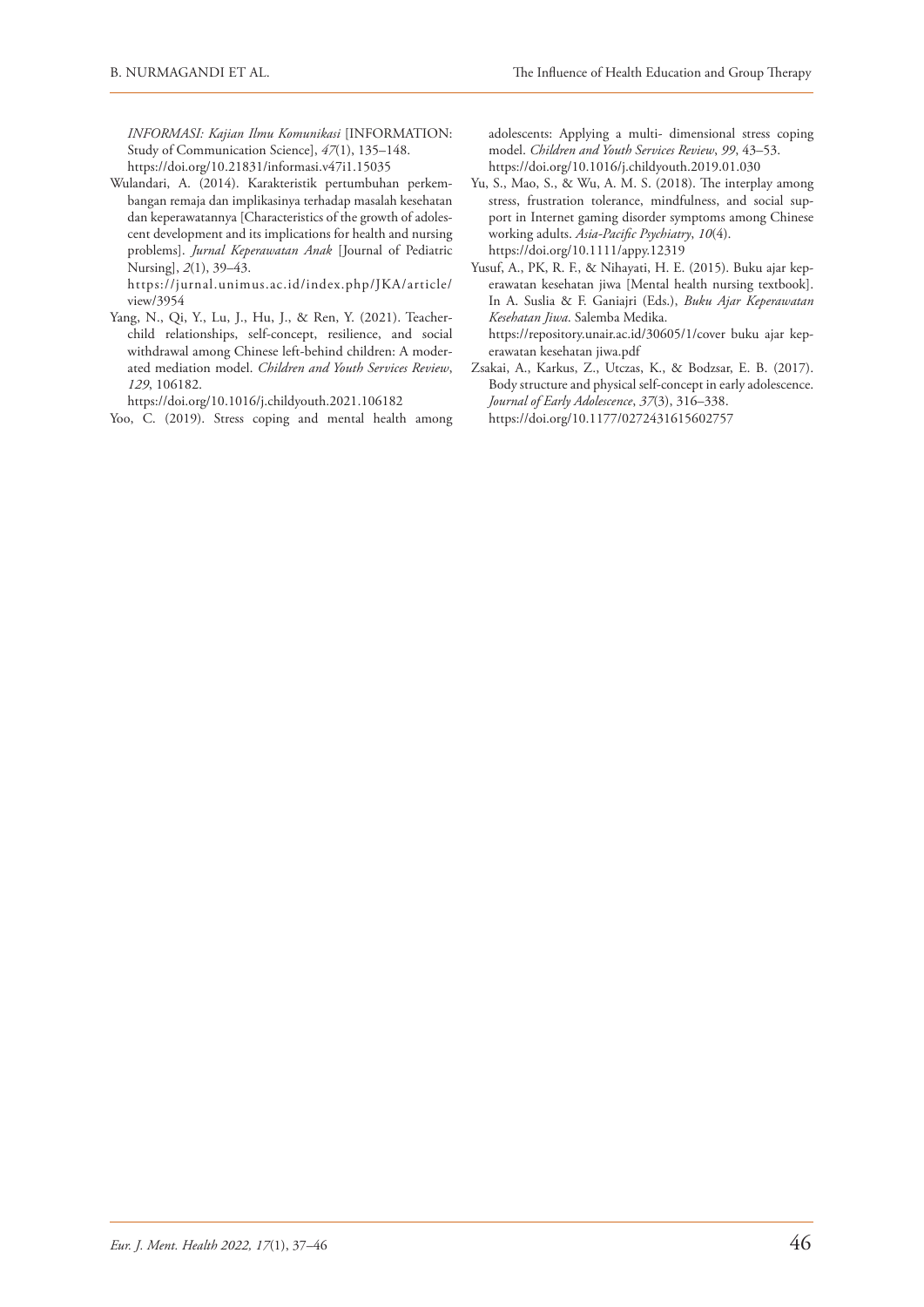*INFORMASI: Kajian Ilmu Komunikasi* [INFORMATION: Study of Communication Science], *47*(1), 135–148. https://doi.org/10.21831/informasi.v47i1.15035

Wulandari, A. (2014). Karakteristik pertumbuhan perkembangan remaja dan implikasinya terhadap masalah kesehatan dan keperawatannya [Characteristics of the growth of adolescent development and its implications for health and nursing problems]. *Jurnal Keperawatan Anak* [Journal of Pediatric Nursing], *2*(1), 39–43. https://jurnal.unimus.ac.id/index.php/JKA/article/view/3954

Yang, N., Qi, Y., Lu, J., Hu, J., & Ren, Y. (2021). Teacher-child relationships, self-concept, resilience, and social withdrawal among Chinese left-behind children: A moderated mediation model. *Children and Youth Services Review*, *129*, 106182. https://doi.org/10.1016/j.childyouth.2021.106182

Yoo, C. (2019). Stress coping and mental health among adolescents: Applying a multi- dimensional stress coping model. *Children and Youth Services Review*, *99*, 43–53. https://doi.org/10.1016/j.childyouth.2019.01.030

Yu, S., Mao, S., & Wu, A. M. S. (2018). The interplay among stress, frustration tolerance, mindfulness, and social support in Internet gaming disorder symptoms among Chinese working adults. *Asia-Pacific Psychiatry*, *10*(4). https://doi.org/10.1111/appy.12319

Yusuf, A., PK, R. F., & Nihayati, H. E. (2015). Buku ajar keperawatan kesehatan jiwa [Mental health nursing textbook]. In A. Suslia & F. Ganiajri (Eds.), *Buku Ajar Keperawatan Kesehatan Jiwa*. Salemba Medika. https://repository.unair.ac.id/30605/1/cover buku ajar keperawatan kesehatan jiwa.pdf

Zsakai, A., Karkus, Z., Utczas, K., & Bodzsar, E. B. (2017). Body structure and physical self-concept in early adolescence. *Journal of Early Adolescence*, *37*(3), 316–338. https://doi.org/10.1177/0272431615602757